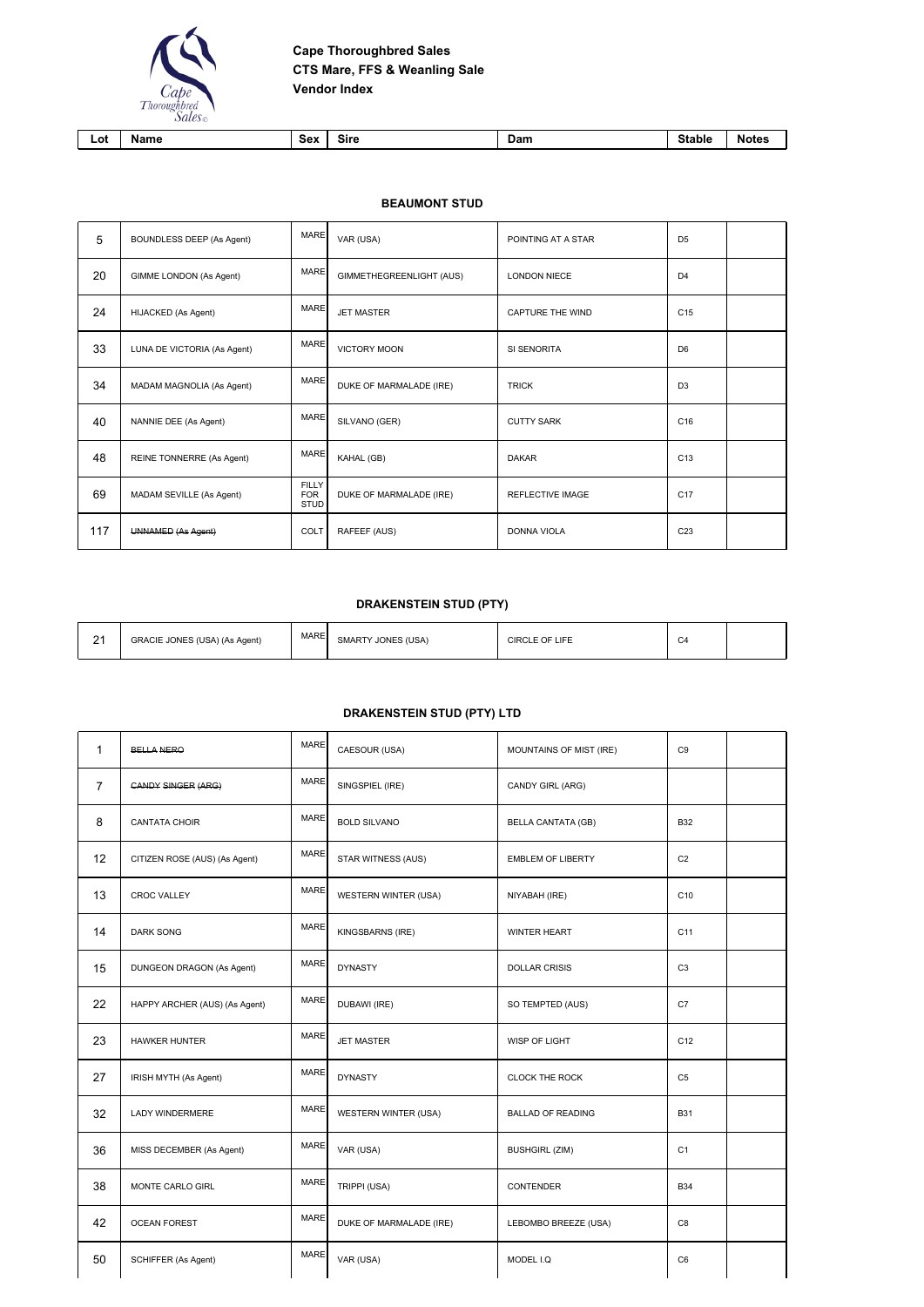# Cape Thoroughbred Sales
## CTS Mare, FFS & Weanling Sale
## Vendor Index

### BEAUMONT STUD

| Lot | Name | Sex | Sire | Dam | Stable | Notes |
|---|---|---|---|---|---|---|
| 5 | BOUNDLESS DEEP (As Agent) | MARE | VAR (USA) | POINTING AT A STAR | D5 | |
| 20 | GIMME LONDON (As Agent) | MARE | GIMMETHEGREENLIGHT (AUS) | LONDON NIECE | D4 | |
| 24 | HIJACKED (As Agent) | MARE | JET MASTER | CAPTURE THE WIND | C15 | |
| 33 | LUNA DE VICTORIA (As Agent) | MARE | VICTORY MOON | SI SENORITA | D6 | |
| 34 | MADAM MAGNOLIA (As Agent) | MARE | DUKE OF MARMALADE (IRE) | TRICK | D3 | |
| 40 | NANNIE DEE (As Agent) | MARE | SILVANO (GER) | CUTTY SARK | C16 | |
| 48 | REINE TONNERRE (As Agent) | MARE | KAHAL (GB) | DAKAR | C13 | |
| 69 | MADAM SEVILLE (As Agent) | FILLY FOR STUD | DUKE OF MARMALADE (IRE) | REFLECTIVE IMAGE | C17 | |
| 117 | ~~UNNAMED (As Agent)~~ | COLT | RAFEEF (AUS) | DONNA VIOLA | C23 | |

### DRAKENSTEIN STUD (PTY)

| Lot | Name | Sex | Sire | Dam | Stable | Notes |
|---|---|---|---|---|---|---|
| 21 | GRACIE JONES (USA) (As Agent) | MARE | SMARTY JONES (USA) | CIRCLE OF LIFE | C4 | |

### DRAKENSTEIN STUD (PTY) LTD

| Lot | Name | Sex | Sire | Dam | Stable | Notes |
|---|---|---|---|---|---|---|
| 1 | ~~BELLA NERO~~ | MARE | CAESOUR (USA) | MOUNTAINS OF MIST (IRE) | C9 | |
| 7 | ~~CANDY SINGER (ARG)~~ | MARE | SINGSPIEL (IRE) | CANDY GIRL (ARG) | | |
| 8 | CANTATA CHOIR | MARE | BOLD SILVANO | BELLA CANTATA (GB) | B32 | |
| 12 | CITIZEN ROSE (AUS) (As Agent) | MARE | STAR WITNESS (AUS) | EMBLEM OF LIBERTY | C2 | |
| 13 | CROC VALLEY | MARE | WESTERN WINTER (USA) | NIYABAH (IRE) | C10 | |
| 14 | DARK SONG | MARE | KINGSBARNS (IRE) | WINTER HEART | C11 | |
| 15 | DUNGEON DRAGON (As Agent) | MARE | DYNASTY | DOLLAR CRISIS | C3 | |
| 22 | HAPPY ARCHER (AUS) (As Agent) | MARE | DUBAWI (IRE) | SO TEMPTED (AUS) | C7 | |
| 23 | HAWKER HUNTER | MARE | JET MASTER | WISP OF LIGHT | C12 | |
| 27 | IRISH MYTH (As Agent) | MARE | DYNASTY | CLOCK THE ROCK | C5 | |
| 32 | LADY WINDERMERE | MARE | WESTERN WINTER (USA) | BALLAD OF READING | B31 | |
| 36 | MISS DECEMBER (As Agent) | MARE | VAR (USA) | BUSHGIRL (ZIM) | C1 | |
| 38 | MONTE CARLO GIRL | MARE | TRIPPI (USA) | CONTENDER | B34 | |
| 42 | OCEAN FOREST | MARE | DUKE OF MARMALADE (IRE) | LEBOMBO BREEZE (USA) | C8 | |
| 50 | SCHIFFER (As Agent) | MARE | VAR (USA) | MODEL I.Q | C6 | |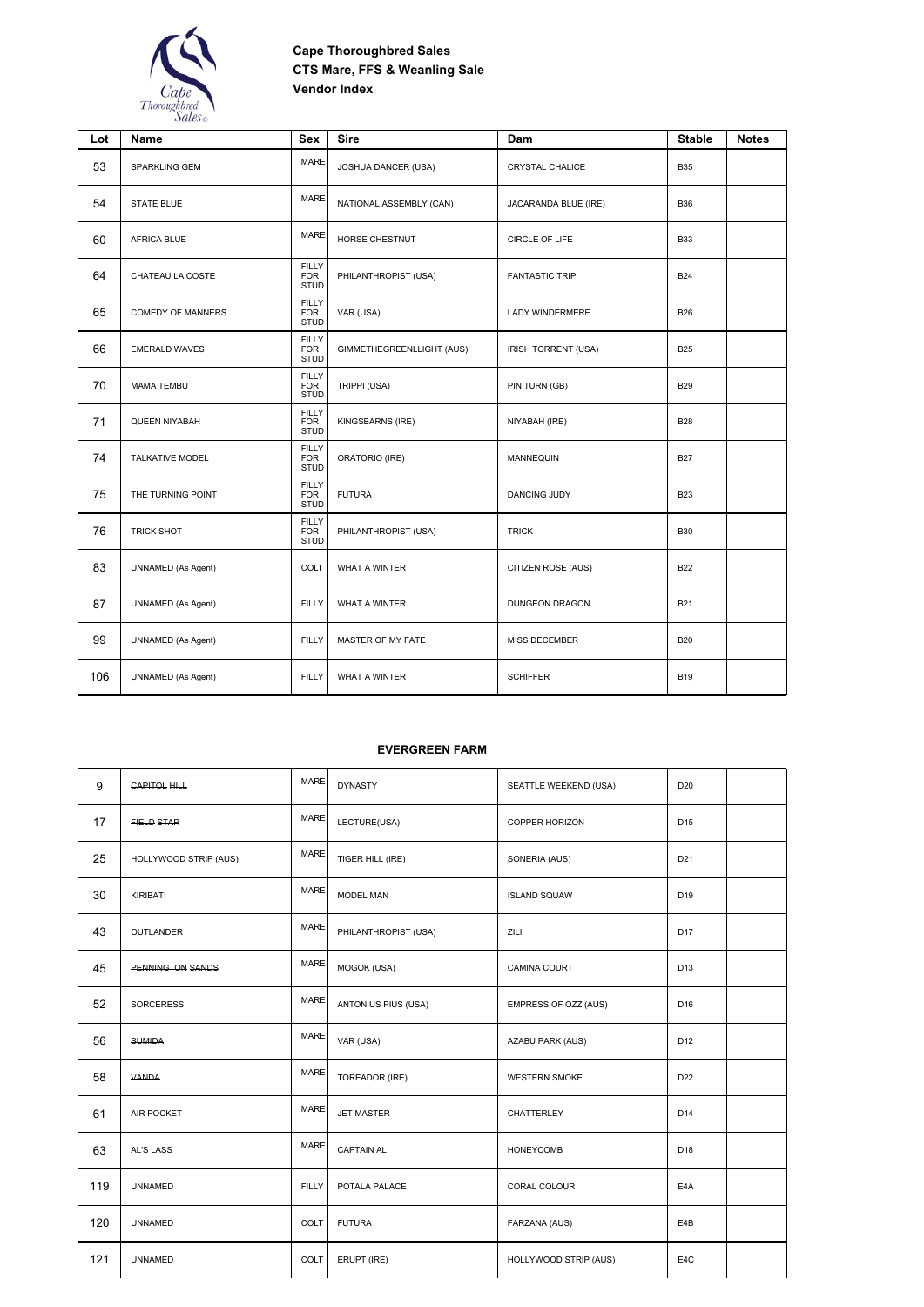**Cape Thoroughbred Sales**
**CTS Mare, FFS & Weanling Sale**
**Vendor Index**

| Lot | Name | Sex | Sire | Dam | Stable | Notes |
|---|---|---|---|---|---|---|
| 53 | SPARKLING GEM | MARE | JOSHUA DANCER (USA) | CRYSTAL CHALICE | B35 | |
| 54 | STATE BLUE | MARE | NATIONAL ASSEMBLY (CAN) | JACARANDA BLUE (IRE) | B36 | |
| 60 | AFRICA BLUE | MARE | HORSE CHESTNUT | CIRCLE OF LIFE | B33 | |
| 64 | CHATEAU LA COSTE | FILLY FOR STUD | PHILANTHROPIST (USA) | FANTASTIC TRIP | B24 | |
| 65 | COMEDY OF MANNERS | FILLY FOR STUD | VAR (USA) | LADY WINDERMERE | B26 | |
| 66 | EMERALD WAVES | FILLY FOR STUD | GIMMETHEGREENLLIGHT (AUS) | IRISH TORRENT (USA) | B25 | |
| 70 | MAMA TEMBU | FILLY FOR STUD | TRIPPI (USA) | PIN TURN (GB) | B29 | |
| 71 | QUEEN NIYABAH | FILLY FOR STUD | KINGSBARNS (IRE) | NIYABAH (IRE) | B28 | |
| 74 | TALKATIVE MODEL | FILLY FOR STUD | ORATORIO (IRE) | MANNEQUIN | B27 | |
| 75 | THE TURNING POINT | FILLY FOR STUD | FUTURA | DANCING JUDY | B23 | |
| 76 | TRICK SHOT | FILLY FOR STUD | PHILANTHROPIST (USA) | TRICK | B30 | |
| 83 | UNNAMED (As Agent) | COLT | WHAT A WINTER | CITIZEN ROSE (AUS) | B22 | |
| 87 | UNNAMED (As Agent) | FILLY | WHAT A WINTER | DUNGEON DRAGON | B21 | |
| 99 | UNNAMED (As Agent) | FILLY | MASTER OF MY FATE | MISS DECEMBER | B20 | |
| 106 | UNNAMED (As Agent) | FILLY | WHAT A WINTER | SCHIFFER | B19 | |

**EVERGREEN FARM**

| Lot | Name | Sex | Sire | Dam | Stable | Notes |
|---|---|---|---|---|---|---|
| 9 | ~~CAPITOL HILL~~ | MARE | DYNASTY | SEATTLE WEEKEND (USA) | D20 | |
| 17 | ~~FIELD STAR~~ | MARE | LECTURE(USA) | COPPER HORIZON | D15 | |
| 25 | HOLLYWOOD STRIP (AUS) | MARE | TIGER HILL (IRE) | SONERIA (AUS) | D21 | |
| 30 | KIRIBATI | MARE | MODEL MAN | ISLAND SQUAW | D19 | |
| 43 | OUTLANDER | MARE | PHILANTHROPIST (USA) | ZILI | D17 | |
| 45 | ~~PENNINGTON SANDS~~ | MARE | MOGOK (USA) | CAMINA COURT | D13 | |
| 52 | SORCERESS | MARE | ANTONIUS PIUS (USA) | EMPRESS OF OZZ (AUS) | D16 | |
| 56 | ~~SUMIDA~~ | MARE | VAR (USA) | AZABU PARK (AUS) | D12 | |
| 58 | ~~VANDA~~ | MARE | TOREADOR (IRE) | WESTERN SMOKE | D22 | |
| 61 | AIR POCKET | MARE | JET MASTER | CHATTERLEY | D14 | |
| 63 | AL'S LASS | MARE | CAPTAIN AL | HONEYCOMB | D18 | |
| 119 | UNNAMED | FILLY | POTALA PALACE | CORAL COLOUR | E4A | |
| 120 | UNNAMED | COLT | FUTURA | FARZANA (AUS) | E4B | |
| 121 | UNNAMED | COLT | ERUPT (IRE) | HOLLYWOOD STRIP (AUS) | E4C | |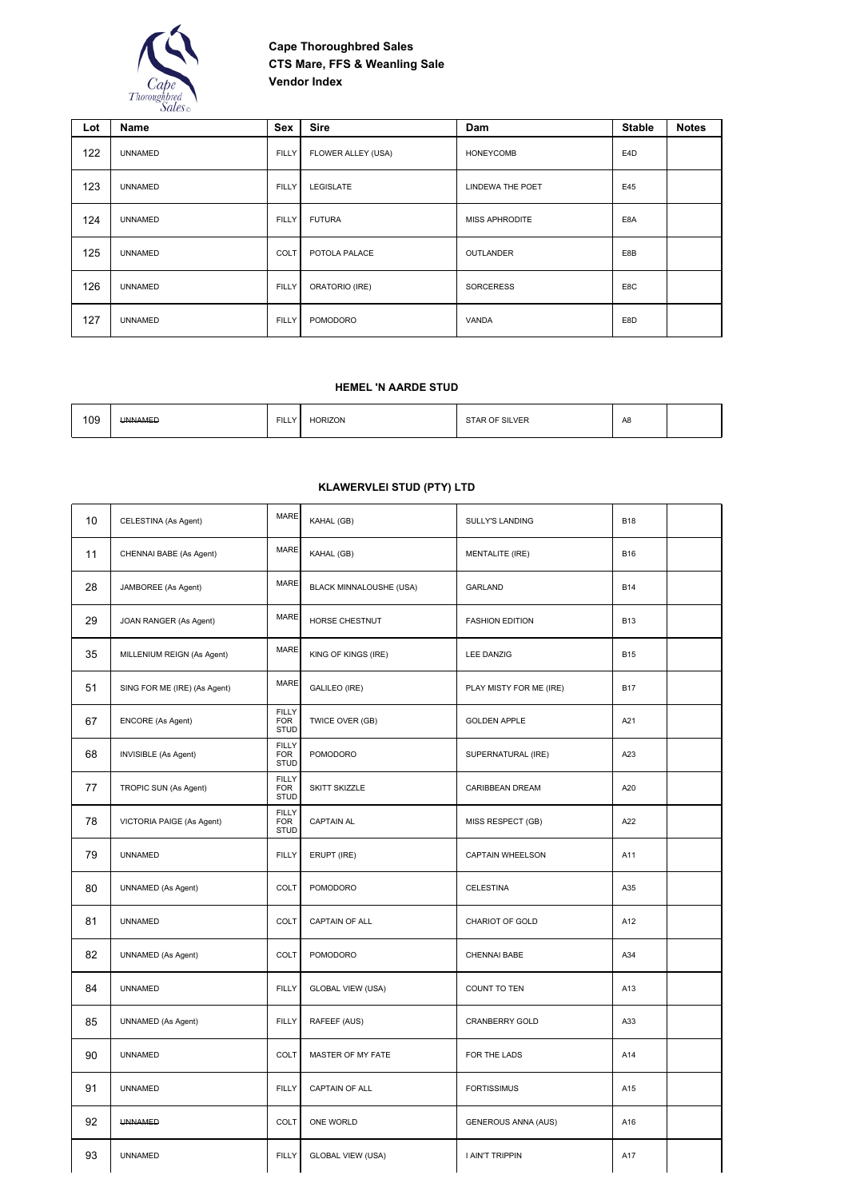**Cape Thoroughbred Sales**
**CTS Mare, FFS & Weanling Sale**
**Vendor Index**

| Lot | Name | Sex | Sire | Dam | Stable | Notes |
|---|---|---|---|---|---|---|
| 122 | UNNAMED | FILLY | FLOWER ALLEY (USA) | HONEYCOMB | E4D | |
| 123 | UNNAMED | FILLY | LEGISLATE | LINDEWA THE POET | E45 | |
| 124 | UNNAMED | FILLY | FUTURA | MISS APHRODITE | E8A | |
| 125 | UNNAMED | COLT | POTOLA PALACE | OUTLANDER | E8B | |
| 126 | UNNAMED | FILLY | ORATORIO (IRE) | SORCERESS | E8C | |
| 127 | UNNAMED | FILLY | POMODORO | VANDA | E8D | |

### HEMEL 'N AARDE STUD

| Lot | Name | Sex | Sire | Dam | Stable | Notes |
|---|---|---|---|---|---|---|
| 109 | ~~UNNAMED~~ | FILLY | HORIZON | STAR OF SILVER | A8 | |

### KLAWERVLEI STUD (PTY) LTD

| Lot | Name | Sex | Sire | Dam | Stable | Notes |
|---|---|---|---|---|---|---|
| 10 | CELESTINA (As Agent) | MARE | KAHAL (GB) | SULLY'S LANDING | B18 | |
| 11 | CHENNAI BABE (As Agent) | MARE | KAHAL (GB) | MENTALITE (IRE) | B16 | |
| 28 | JAMBOREE (As Agent) | MARE | BLACK MINNALOUSHE (USA) | GARLAND | B14 | |
| 29 | JOAN RANGER (As Agent) | MARE | HORSE CHESTNUT | FASHION EDITION | B13 | |
| 35 | MILLENIUM REIGN (As Agent) | MARE | KING OF KINGS (IRE) | LEE DANZIG | B15 | |
| 51 | SING FOR ME (IRE) (As Agent) | MARE | GALILEO (IRE) | PLAY MISTY FOR ME (IRE) | B17 | |
| 67 | ENCORE (As Agent) | FILLY FOR STUD | TWICE OVER (GB) | GOLDEN APPLE | A21 | |
| 68 | INVISIBLE (As Agent) | FILLY FOR STUD | POMODORO | SUPERNATURAL (IRE) | A23 | |
| 77 | TROPIC SUN (As Agent) | FILLY FOR STUD | SKITT SKIZZLE | CARIBBEAN DREAM | A20 | |
| 78 | VICTORIA PAIGE (As Agent) | FILLY FOR STUD | CAPTAIN AL | MISS RESPECT (GB) | A22 | |
| 79 | UNNAMED | FILLY | ERUPT (IRE) | CAPTAIN WHEELSON | A11 | |
| 80 | UNNAMED (As Agent) | COLT | POMODORO | CELESTINA | A35 | |
| 81 | UNNAMED | COLT | CAPTAIN OF ALL | CHARIOT OF GOLD | A12 | |
| 82 | UNNAMED (As Agent) | COLT | POMODORO | CHENNAI BABE | A34 | |
| 84 | UNNAMED | FILLY | GLOBAL VIEW (USA) | COUNT TO TEN | A13 | |
| 85 | UNNAMED (As Agent) | FILLY | RAFEEF (AUS) | CRANBERRY GOLD | A33 | |
| 90 | UNNAMED | COLT | MASTER OF MY FATE | FOR THE LADS | A14 | |
| 91 | UNNAMED | FILLY | CAPTAIN OF ALL | FORTISSIMUS | A15 | |
| 92 | ~~UNNAMED~~ | COLT | ONE WORLD | GENEROUS ANNA (AUS) | A16 | |
| 93 | UNNAMED | FILLY | GLOBAL VIEW (USA) | I AIN'T TRIPPIN | A17 | |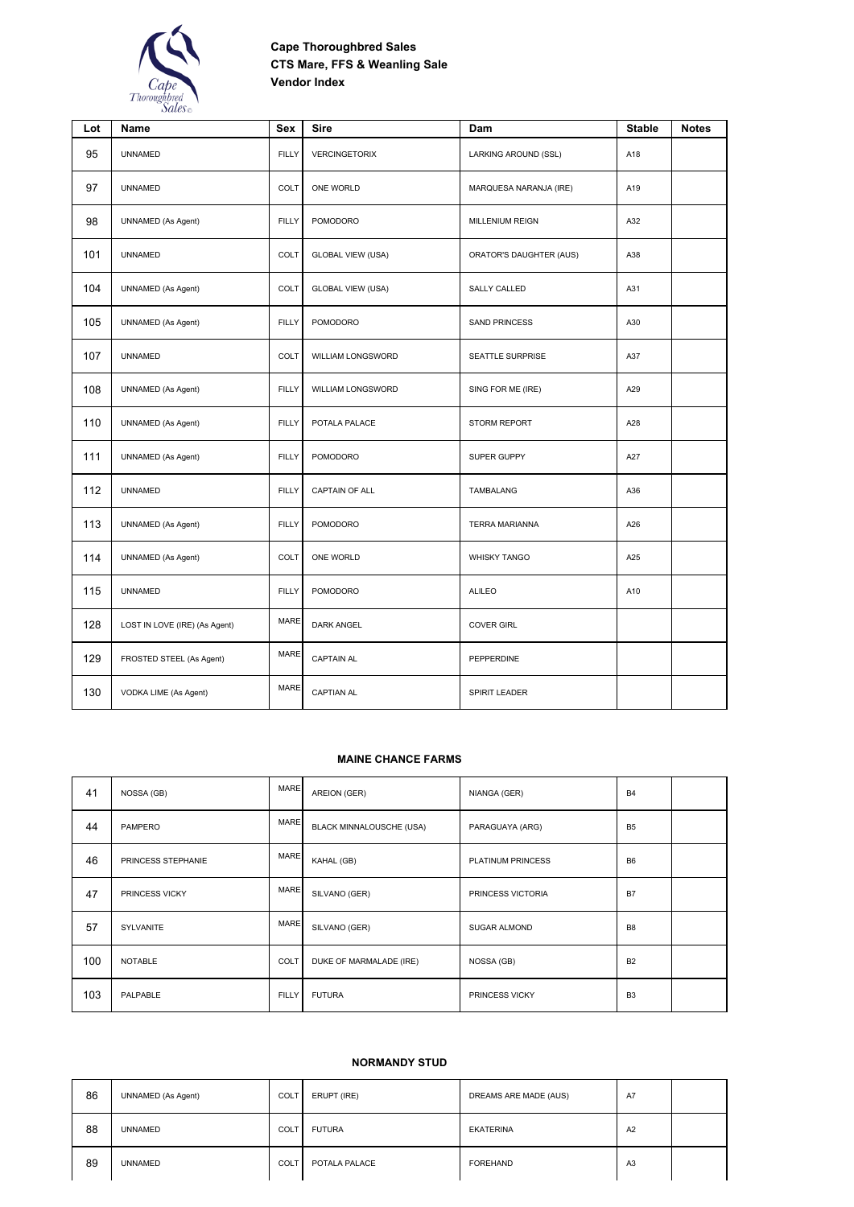**Cape Thoroughbred Sales**
**CTS Mare, FFS & Weanling Sale**
**Vendor Index**

| Lot | Name | Sex | Sire | Dam | Stable | Notes |
|---|---|---|---|---|---|---|
| 95 | UNNAMED | FILLY | VERCINGETORIX | LARKING AROUND (SSL) | A18 | |
| 97 | UNNAMED | COLT | ONE WORLD | MARQUESA NARANJA (IRE) | A19 | |
| 98 | UNNAMED (As Agent) | FILLY | POMODORO | MILLENIUM REIGN | A32 | |
| 101 | UNNAMED | COLT | GLOBAL VIEW (USA) | ORATOR'S DAUGHTER (AUS) | A38 | |
| 104 | UNNAMED (As Agent) | COLT | GLOBAL VIEW (USA) | SALLY CALLED | A31 | |
| 105 | UNNAMED (As Agent) | FILLY | POMODORO | SAND PRINCESS | A30 | |
| 107 | UNNAMED | COLT | WILLIAM LONGSWORD | SEATTLE SURPRISE | A37 | |
| 108 | UNNAMED (As Agent) | FILLY | WILLIAM LONGSWORD | SING FOR ME (IRE) | A29 | |
| 110 | UNNAMED (As Agent) | FILLY | POTALA PALACE | STORM REPORT | A28 | |
| 111 | UNNAMED (As Agent) | FILLY | POMODORO | SUPER GUPPY | A27 | |
| 112 | UNNAMED | FILLY | CAPTAIN OF ALL | TAMBALANG | A36 | |
| 113 | UNNAMED (As Agent) | FILLY | POMODORO | TERRA MARIANNA | A26 | |
| 114 | UNNAMED (As Agent) | COLT | ONE WORLD | WHISKY TANGO | A25 | |
| 115 | UNNAMED | FILLY | POMODORO | ALILEO | A10 | |
| 128 | LOST IN LOVE (IRE) (As Agent) | MARE | DARK ANGEL | COVER GIRL | | |
| 129 | FROSTED STEEL (As Agent) | MARE | CAPTAIN AL | PEPPERDINE | | |
| 130 | VODKA LIME (As Agent) | MARE | CAPTAIN AL | SPIRIT LEADER | | |

**MAINE CHANCE FARMS**

| Lot | Name | Sex | Sire | Dam | Stable | Notes |
|---|---|---|---|---|---|---|
| 41 | NOSSA (GB) | MARE | AREION (GER) | NIANGA (GER) | B4 | |
| 44 | PAMPERO | MARE | BLACK MINNALOUSCHE (USA) | PARAGUAYA (ARG) | B5 | |
| 46 | PRINCESS STEPHANIE | MARE | KAHAL (GB) | PLATINUM PRINCESS | B6 | |
| 47 | PRINCESS VICKY | MARE | SILVANO (GER) | PRINCESS VICTORIA | B7 | |
| 57 | SYLVANITE | MARE | SILVANO (GER) | SUGAR ALMOND | B8 | |
| 100 | NOTABLE | COLT | DUKE OF MARMALADE (IRE) | NOSSA (GB) | B2 | |
| 103 | PALPABLE | FILLY | FUTURA | PRINCESS VICKY | B3 | |

**NORMANDY STUD**

| Lot | Name | Sex | Sire | Dam | Stable | Notes |
|---|---|---|---|---|---|---|
| 86 | UNNAMED (As Agent) | COLT | ERUPT (IRE) | DREAMS ARE MADE (AUS) | A7 | |
| 88 | UNNAMED | COLT | FUTURA | EKATERINA | A2 | |
| 89 | UNNAMED | COLT | POTALA PALACE | FOREHAND | A3 | |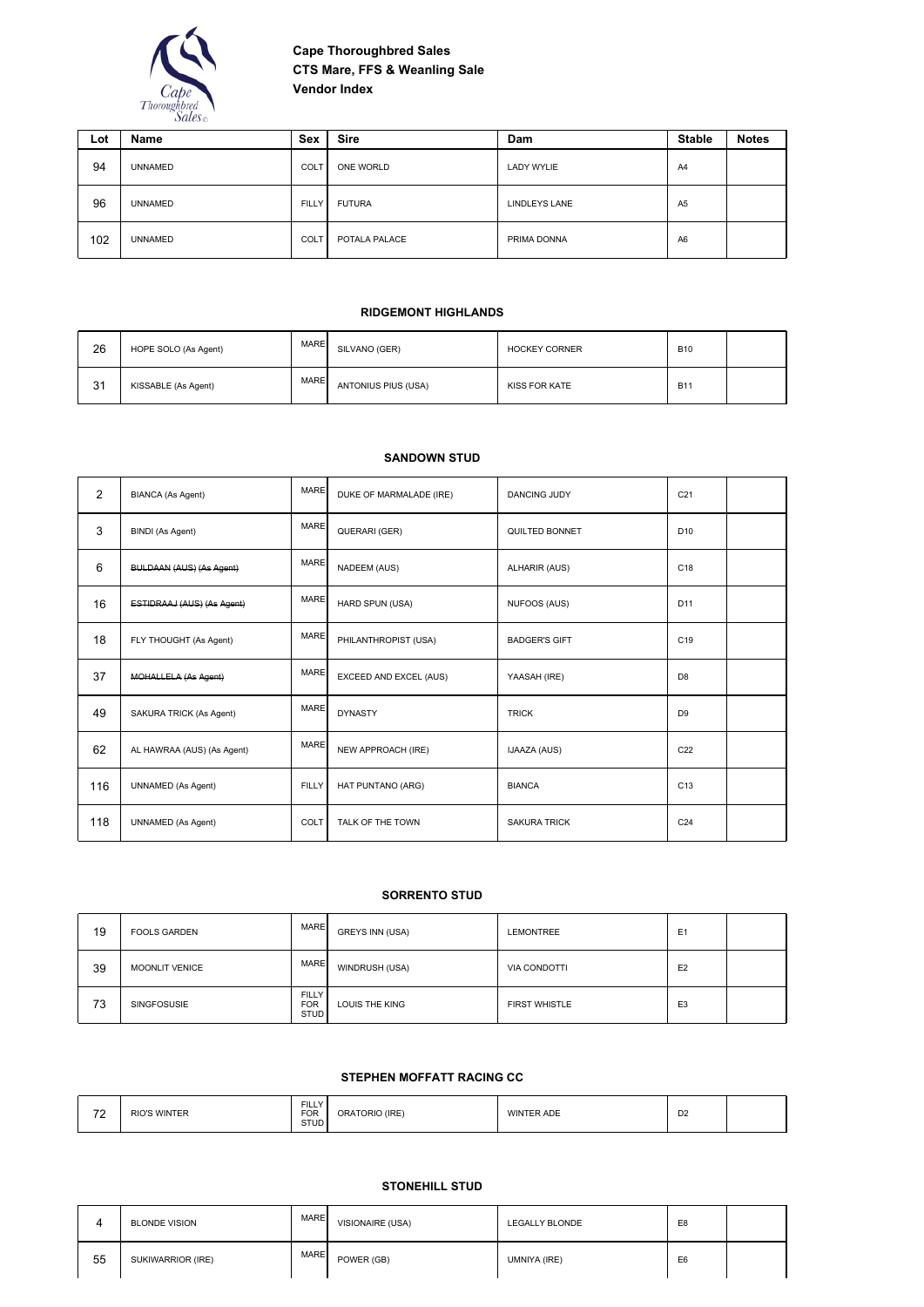**Cape Thoroughbred Sales**
**CTS Mare, FFS & Weanling Sale**
**Vendor Index**

| Lot | Name | Sex | Sire | Dam | Stable | Notes |
|---|---|---|---|---|---|---|
| 94 | UNNAMED | COLT | ONE WORLD | LADY WYLIE | A4 | |
| 96 | UNNAMED | FILLY | FUTURA | LINDLEYS LANE | A5 | |
| 102 | UNNAMED | COLT | POTALA PALACE | PRIMA DONNA | A6 | |

### RIDGEMONT HIGHLANDS

| Lot | Name | Sex | Sire | Dam | Stable | Notes |
|---|---|---|---|---|---|---|
| 26 | HOPE SOLO (As Agent) | MARE | SILVANO (GER) | HOCKEY CORNER | B10 | |
| 31 | KISSABLE (As Agent) | MARE | ANTONIUS PIUS (USA) | KISS FOR KATE | B11 | |

### SANDOWN STUD

| Lot | Name | Sex | Sire | Dam | Stable | Notes |
|---|---|---|---|---|---|---|
| 2 | BIANCA (As Agent) | MARE | DUKE OF MARMALADE (IRE) | DANCING JUDY | C21 | |
| 3 | BINDI (As Agent) | MARE | QUERARI (GER) | QUILTED BONNET | D10 | |
| 6 | ~~BULDAAN (AUS) (As Agent)~~ | MARE | NADEEM (AUS) | ALHARIR (AUS) | C18 | |
| 16 | ~~ESTIDRAAJ (AUS) (As Agent)~~ | MARE | HARD SPUN (USA) | NUFOOS (AUS) | D11 | |
| 18 | FLY THOUGHT (As Agent) | MARE | PHILANTHROPIST (USA) | BADGER'S GIFT | C19 | |
| 37 | ~~MOHALLELA (As Agent)~~ | MARE | EXCEED AND EXCEL (AUS) | YAASAH (IRE) | D8 | |
| 49 | SAKURA TRICK (As Agent) | MARE | DYNASTY | TRICK | D9 | |
| 62 | AL HAWRAA (AUS) (As Agent) | MARE | NEW APPROACH (IRE) | IJAAZA (AUS) | C22 | |
| 116 | UNNAMED (As Agent) | FILLY | HAT PUNTANO (ARG) | BIANCA | C13 | |
| 118 | UNNAMED (As Agent) | COLT | TALK OF THE TOWN | SAKURA TRICK | C24 | |

### SORRENTO STUD

| Lot | Name | Sex | Sire | Dam | Stable | Notes |
|---|---|---|---|---|---|---|
| 19 | FOOLS GARDEN | MARE | GREYS INN (USA) | LEMONTREE | E1 | |
| 39 | MOONLIT VENICE | MARE | WINDRUSH (USA) | VIA CONDOTTI | E2 | |
| 73 | SINGFOSUSIE | FILLY FOR STUD | LOUIS THE KING | FIRST WHISTLE | E3 | |

### STEPHEN MOFFATT RACING CC

| Lot | Name | Sex | Sire | Dam | Stable | Notes |
|---|---|---|---|---|---|---|
| 72 | RIO'S WINTER | FILLY FOR STUD | ORATORIO (IRE) | WINTER ADE | D2 | |

### STONEHILL STUD

| Lot | Name | Sex | Sire | Dam | Stable | Notes |
|---|---|---|---|---|---|---|
| 4 | BLONDE VISION | MARE | VISIONAIRE (USA) | LEGALLY BLONDE | E8 | |
| 55 | SUKIWARRIOR (IRE) | MARE | POWER (GB) | UMNIYA (IRE) | E6 | |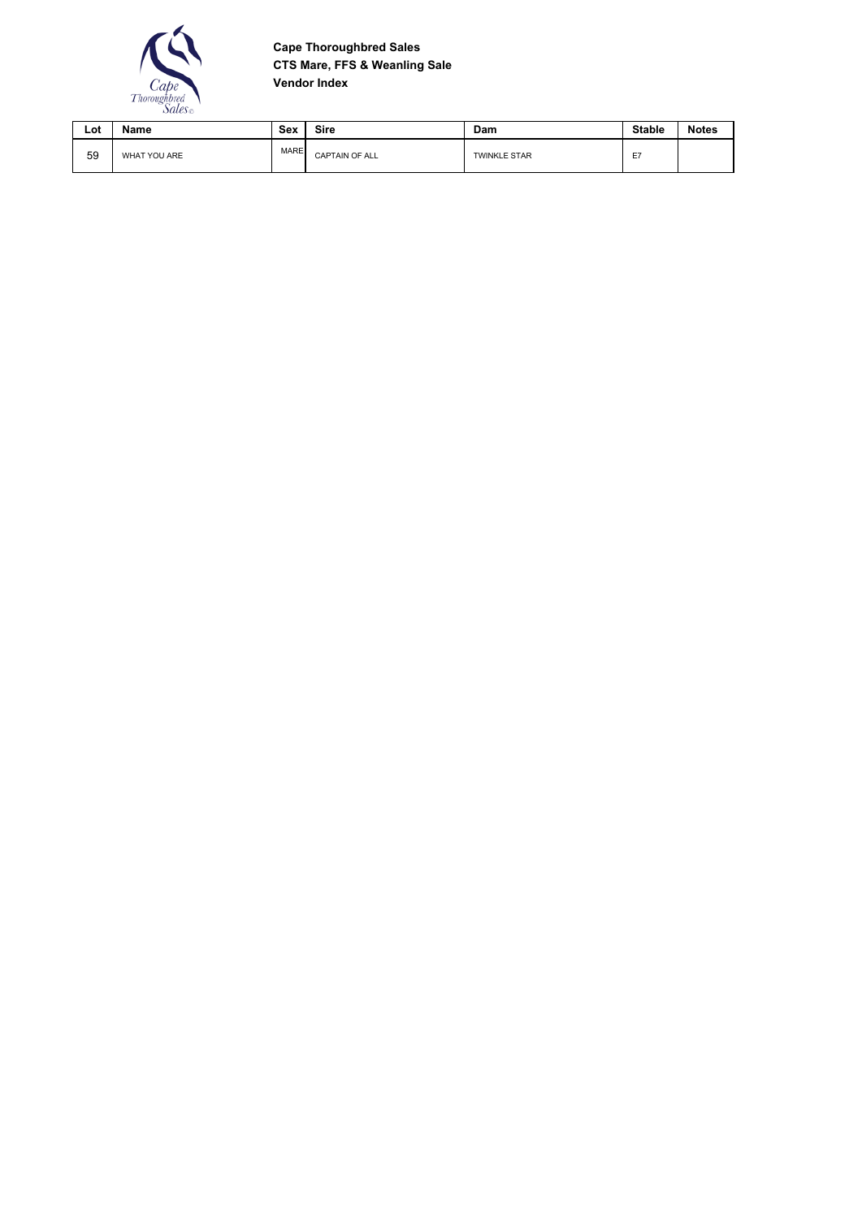**Cape Thoroughbred Sales**
**CTS Mare, FFS & Weanling Sale**
**Vendor Index**

| Lot | Name | Sex | Sire | Dam | Stable | Notes |
|---|---|---|---|---|---|---|
| 59 | WHAT YOU ARE | MARE | CAPTAIN OF ALL | TWINKLE STAR | E7 | |